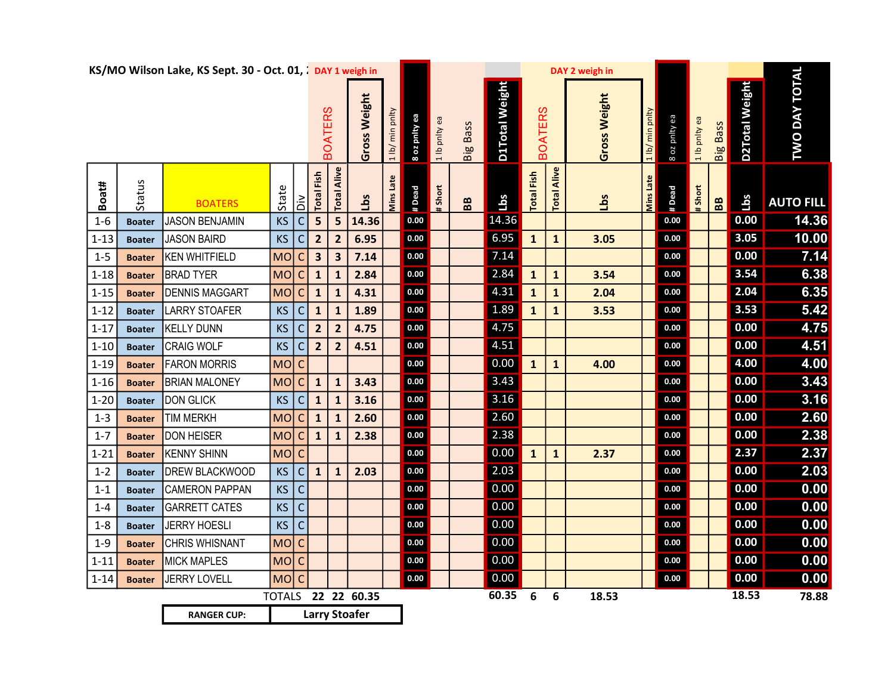KS/MO Wilson Lake, KS Sept. 30 - Oct. 01, 2

| Boat# | Status | BOATERS | State | Div | DAY 1 weigh in BOATERS Total Fish | Total Alive | Gross Weight Lbs | 1 lb/ min pnlty Mins Late | 8 oz pnlty ea # Dead | 1 lb pnlty ea # Short | Big Bass BB | D1Total Weight Lbs | DAY 2 weigh in BOATERS Total Fish | Total Alive | Gross Weight Lbs | 1 lb/ min pnlty Mins Late | 8 oz pnlty ea # Dead | 1 lb pnlty ea # Short | Big Bass BB | D2Total Weight Lbs | TWO DAY TOTAL AUTO FILL |
|---|---|---|---|---|---|---|---|---|---|---|---|---|---|---|---|---|---|---|---|---|---|
| 1-6 | Boater | JASON BENJAMIN | KS | C | 5 | 5 | 14.36 | | 0.00 | | | 14.36 | | | | | 0.00 | | | 0.00 | 14.36 |
| 1-13 | Boater | JASON BAIRD | KS | C | 2 | 2 | 6.95 | | 0.00 | | | 6.95 | 1 | 1 | 3.05 | | 0.00 | | | 3.05 | 10.00 |
| 1-5 | Boater | KEN WHITFIELD | MO | C | 3 | 3 | 7.14 | | 0.00 | | | 7.14 | | | | | 0.00 | | | 0.00 | 7.14 |
| 1-18 | Boater | BRAD TYER | MO | C | 1 | 1 | 2.84 | | 0.00 | | | 2.84 | 1 | 1 | 3.54 | | 0.00 | | | 3.54 | 6.38 |
| 1-15 | Boater | DENNIS MAGGART | MO | C | 1 | 1 | 4.31 | | 0.00 | | | 4.31 | 1 | 1 | 2.04 | | 0.00 | | | 2.04 | 6.35 |
| 1-12 | Boater | LARRY STOAFER | KS | C | 1 | 1 | 1.89 | | 0.00 | | | 1.89 | 1 | 1 | 3.53 | | 0.00 | | | 3.53 | 5.42 |
| 1-17 | Boater | KELLY DUNN | KS | C | 2 | 2 | 4.75 | | 0.00 | | | 4.75 | | | | | 0.00 | | | 0.00 | 4.75 |
| 1-10 | Boater | CRAIG WOLF | KS | C | 2 | 2 | 4.51 | | 0.00 | | | 4.51 | | | | | 0.00 | | | 0.00 | 4.51 |
| 1-19 | Boater | FARON MORRIS | MO | C | | | | | 0.00 | | | 0.00 | 1 | 1 | 4.00 | | 0.00 | | | 4.00 | 4.00 |
| 1-16 | Boater | BRIAN MALONEY | MO | C | 1 | 1 | 3.43 | | 0.00 | | | 3.43 | | | | | 0.00 | | | 0.00 | 3.43 |
| 1-20 | Boater | DON GLICK | KS | C | 1 | 1 | 3.16 | | 0.00 | | | 3.16 | | | | | 0.00 | | | 0.00 | 3.16 |
| 1-3 | Boater | TIM MERKH | MO | C | 1 | 1 | 2.60 | | 0.00 | | | 2.60 | | | | | 0.00 | | | 0.00 | 2.60 |
| 1-7 | Boater | DON HEISER | MO | C | 1 | 1 | 2.38 | | 0.00 | | | 2.38 | | | | | 0.00 | | | 0.00 | 2.38 |
| 1-21 | Boater | KENNY SHINN | MO | C | | | | | 0.00 | | | 0.00 | 1 | 1 | 2.37 | | 0.00 | | | 2.37 | 2.37 |
| 1-2 | Boater | DREW BLACKWOOD | KS | C | 1 | 1 | 2.03 | | 0.00 | | | 2.03 | | | | | 0.00 | | | 0.00 | 2.03 |
| 1-1 | Boater | CAMERON PAPPAN | KS | C | | | | | 0.00 | | | 0.00 | | | | | 0.00 | | | 0.00 | 0.00 |
| 1-4 | Boater | GARRETT CATES | KS | C | | | | | 0.00 | | | 0.00 | | | | | 0.00 | | | 0.00 | 0.00 |
| 1-8 | Boater | JERRY HOESLI | KS | C | | | | | 0.00 | | | 0.00 | | | | | 0.00 | | | 0.00 | 0.00 |
| 1-9 | Boater | CHRIS WHISNANT | MO | C | | | | | 0.00 | | | 0.00 | | | | | 0.00 | | | 0.00 | 0.00 |
| 1-11 | Boater | MICK MAPLES | MO | C | | | | | 0.00 | | | 0.00 | | | | | 0.00 | | | 0.00 | 0.00 |
| 1-14 | Boater | JERRY LOVELL | MO | C | | | | | 0.00 | | | 0.00 | | | | | 0.00 | | | 0.00 | 0.00 |
| | | TOTALS | | | 22 | 22 | 60.35 | | | | | 60.35 | 6 | 6 | 18.53 | | | | | 18.53 | 78.88 |

| RANGER CUP: | Larry Stoafer |
|---|---|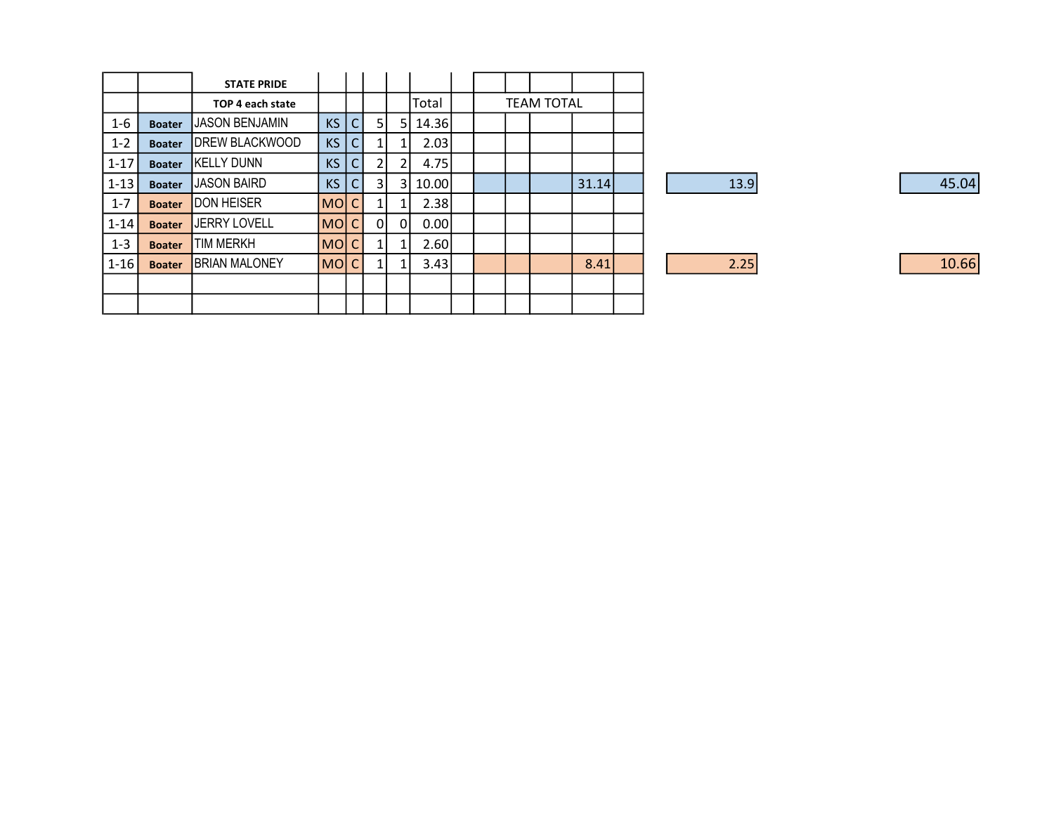| | | STATE PRIDE | | | | | | | | | | | | | |
|---|---|---|---|---|---|---|---|---|---|---|---|---|---|---|---|
| | | TOP 4 each state | | | | | Total | | TEAM TOTAL | | | | | | |
| 1-6 | **Boater** | JASON BENJAMIN | KS | C | 5 | 5 | 14.36 | | | | | | | | |
| 1-2 | **Boater** | DREW BLACKWOOD | KS | C | 1 | 1 | 2.03 | | | | | | | | |
| 1-17 | **Boater** | KELLY DUNN | KS | C | 2 | 2 | 4.75 | | | | | | | | |
| 1-13 | **Boater** | JASON BAIRD | KS | C | 3 | 3 | 10.00 | | | | | 31.14 | | 13.9 | 45.04 |
| 1-7 | **Boater** | DON HEISER | MO | C | 1 | 1 | 2.38 | | | | | | | | |
| 1-14 | **Boater** | JERRY LOVELL | MO | C | 0 | 0 | 0.00 | | | | | | | | |
| 1-3 | **Boater** | TIM MERKH | MO | C | 1 | 1 | 2.60 | | | | | | | | |
| 1-16 | **Boater** | BRIAN MALONEY | MO | C | 1 | 1 | 3.43 | | | | | 8.41 | | 2.25 | 10.66 |
| | | | | | | | | | | | | | | | |
| | | | | | | | | | | | | | | | |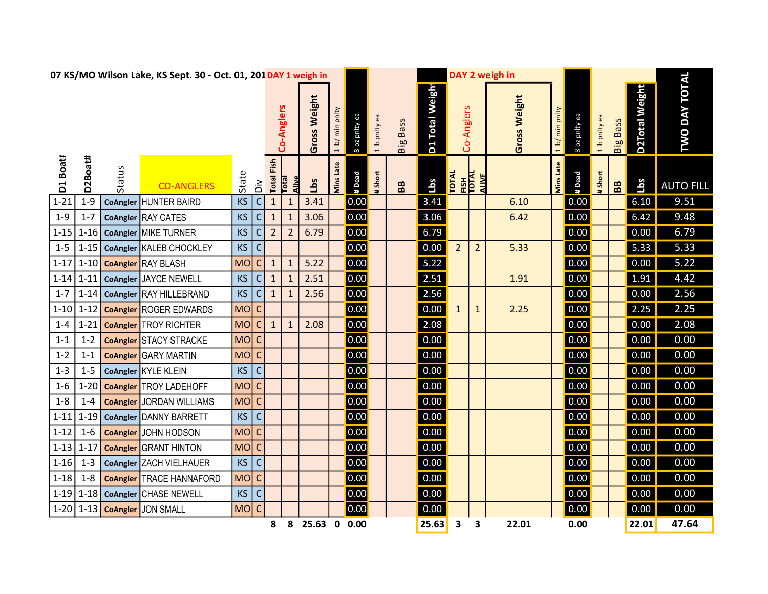## 07 KS/MO Wilson Lake, KS Sept. 30 - Oct. 01, 201

| | | | | | | DAY 1 weigh in | | | | | | | | | DAY 2 weigh in | | | | | | | | | |
|---|---|---|---|---|---|---|---|---|---|---|---|---|---|---|---|---|---|---|---|---|---|---|---|---|
| | | | | | | Co-Anglers | | Gross Weight | 1 lb/ min pnlty | 8 oz pnlty ea | 1 lb pnlty ea | Big Bass | D1 Total Weight | Co-Anglers | | Gross Weight | 1 lb/ min pnlty | 8 oz pnlty ea | 1 lb pnlty ea | Big Bass | D2Total Weight | TWO DAY TOTAL |
| D1 Boat# | D2Boat# | Status | CO-ANGLERS | State | Div | Total Fish | Total Alive | Lbs | Mins Late | # Dead | # Short | BB | Lbs | TOTAL FISH | TOTAL ALIVE | | Mins Late | # Dead | # Short | BB | Lbs | AUTO FILL |
| 1-21 | 1-9 | CoAngler | HUNTER BAIRD | KS | C | 1 | 1 | 3.41 | | 0.00 | | | 3.41 | | | 6.10 | | 0.00 | | | 6.10 | 9.51 |
| 1-9 | 1-7 | CoAngler | RAY CATES | KS | C | 1 | 1 | 3.06 | | 0.00 | | | 3.06 | | | 6.42 | | 0.00 | | | 6.42 | 9.48 |
| 1-15 | 1-16 | CoAngler | MIKE TURNER | KS | C | 2 | 2 | 6.79 | | 0.00 | | | 6.79 | | | | | 0.00 | | | 0.00 | 6.79 |
| 1-5 | 1-15 | CoAngler | KALEB CHOCKLEY | KS | C | | | | | 0.00 | | | 0.00 | 2 | 2 | 5.33 | | 0.00 | | | 5.33 | 5.33 |
| 1-17 | 1-10 | CoAngler | RAY BLASH | MO | C | 1 | 1 | 5.22 | | 0.00 | | | 5.22 | | | | | 0.00 | | | 0.00 | 5.22 |
| 1-14 | 1-11 | CoAngler | JAYCE NEWELL | KS | C | 1 | 1 | 2.51 | | 0.00 | | | 2.51 | | | 1.91 | | 0.00 | | | 1.91 | 4.42 |
| 1-7 | 1-14 | CoAngler | RAY HILLEBRAND | KS | C | 1 | 1 | 2.56 | | 0.00 | | | 2.56 | | | | | 0.00 | | | 0.00 | 2.56 |
| 1-10 | 1-12 | CoAngler | ROGER EDWARDS | MO | C | | | | | 0.00 | | | 0.00 | 1 | 1 | 2.25 | | 0.00 | | | 2.25 | 2.25 |
| 1-4 | 1-21 | CoAngler | TROY RICHTER | MO | C | 1 | 1 | 2.08 | | 0.00 | | | 2.08 | | | | | 0.00 | | | 0.00 | 2.08 |
| 1-1 | 1-2 | CoAngler | STACY STRACKE | MO | C | | | | | 0.00 | | | 0.00 | | | | | 0.00 | | | 0.00 | 0.00 |
| 1-2 | 1-1 | CoAngler | GARY MARTIN | MO | C | | | | | 0.00 | | | 0.00 | | | | | 0.00 | | | 0.00 | 0.00 |
| 1-3 | 1-5 | CoAngler | KYLE KLEIN | KS | C | | | | | 0.00 | | | 0.00 | | | | | 0.00 | | | 0.00 | 0.00 |
| 1-6 | 1-20 | CoAngler | TROY LADEHOFF | MO | C | | | | | 0.00 | | | 0.00 | | | | | 0.00 | | | 0.00 | 0.00 |
| 1-8 | 1-4 | CoAngler | JORDAN WILLIAMS | MO | C | | | | | 0.00 | | | 0.00 | | | | | 0.00 | | | 0.00 | 0.00 |
| 1-11 | 1-19 | CoAngler | DANNY BARRETT | KS | C | | | | | 0.00 | | | 0.00 | | | | | 0.00 | | | 0.00 | 0.00 |
| 1-12 | 1-6 | CoAngler | JOHN HODSON | MO | C | | | | | 0.00 | | | 0.00 | | | | | 0.00 | | | 0.00 | 0.00 |
| 1-13 | 1-17 | CoAngler | GRANT HINTON | MO | C | | | | | 0.00 | | | 0.00 | | | | | 0.00 | | | 0.00 | 0.00 |
| 1-16 | 1-3 | CoAngler | ZACH VIELHAUER | KS | C | | | | | 0.00 | | | 0.00 | | | | | 0.00 | | | 0.00 | 0.00 |
| 1-18 | 1-8 | CoAngler | TRACE HANNAFORD | MO | C | | | | | 0.00 | | | 0.00 | | | | | 0.00 | | | 0.00 | 0.00 |
| 1-19 | 1-18 | CoAngler | CHASE NEWELL | KS | C | | | | | 0.00 | | | 0.00 | | | | | 0.00 | | | 0.00 | 0.00 |
| 1-20 | 1-13 | CoAngler | JON SMALL | MO | C | | | | | 0.00 | | | 0.00 | | | | | 0.00 | | | 0.00 | 0.00 |
| | | | | | | **8** | **8** | **25.63** | **0** | **0.00** | | | **25.63** | **3** | **3** | **22.01** | | **0.00** | | | **22.01** | **47.64** |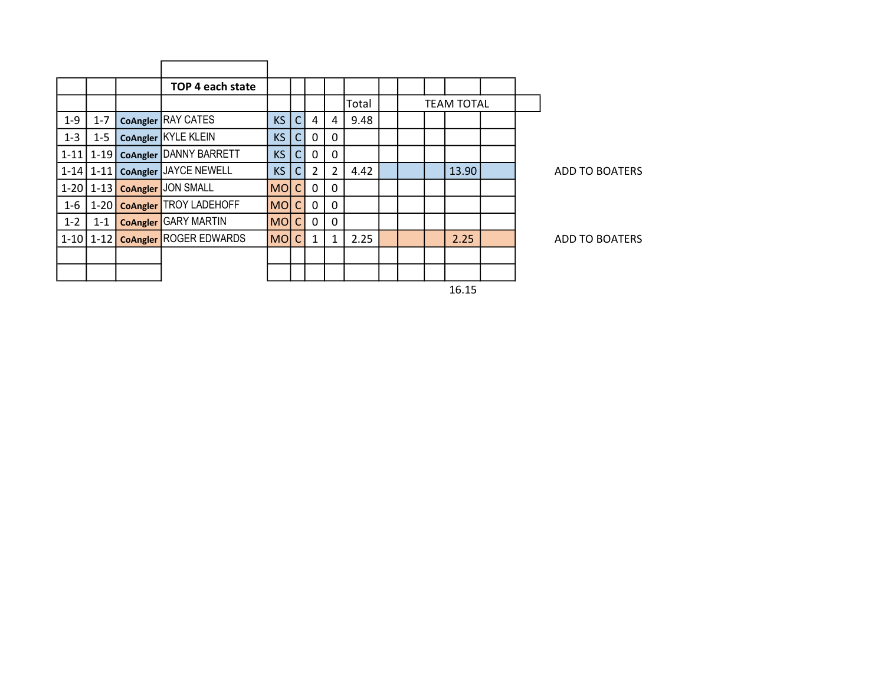| | | | | | | | | | | | | | | |
|---|---|---|---|---|---|---|---|---|---|---|---|---|---|---|
| | | | TOP 4 each state | | | | | | | | | | | |
| | | | | | | | | Total | | TEAM TOTAL | | | | |
| 1-9 | 1-7 | CoAngler | RAY CATES | KS | C | 4 | 4 | 9.48 | | | | | | |
| 1-3 | 1-5 | CoAngler | KYLE KLEIN | KS | C | 0 | 0 | | | | | | | |
| 1-11 | 1-19 | CoAngler | DANNY BARRETT | KS | C | 0 | 0 | | | | | | | |
| 1-14 | 1-11 | CoAngler | JAYCE NEWELL | KS | C | 2 | 2 | 4.42 | | | | 13.90 | | ADD TO BOATERS |
| 1-20 | 1-13 | CoAngler | JON SMALL | MO | C | 0 | 0 | | | | | | | |
| 1-6 | 1-20 | CoAngler | TROY LADEHOFF | MO | C | 0 | 0 | | | | | | | |
| 1-2 | 1-1 | CoAngler | GARY MARTIN | MO | C | 0 | 0 | | | | | | | |
| 1-10 | 1-12 | CoAngler | ROGER EDWARDS | MO | C | 1 | 1 | 2.25 | | | | 2.25 | | ADD TO BOATERS |
| | | | | | | | | | | | | | | |
| | | | | | | | | | | | | | | |
| | | | | | | | | | | | | 16.15 | | |